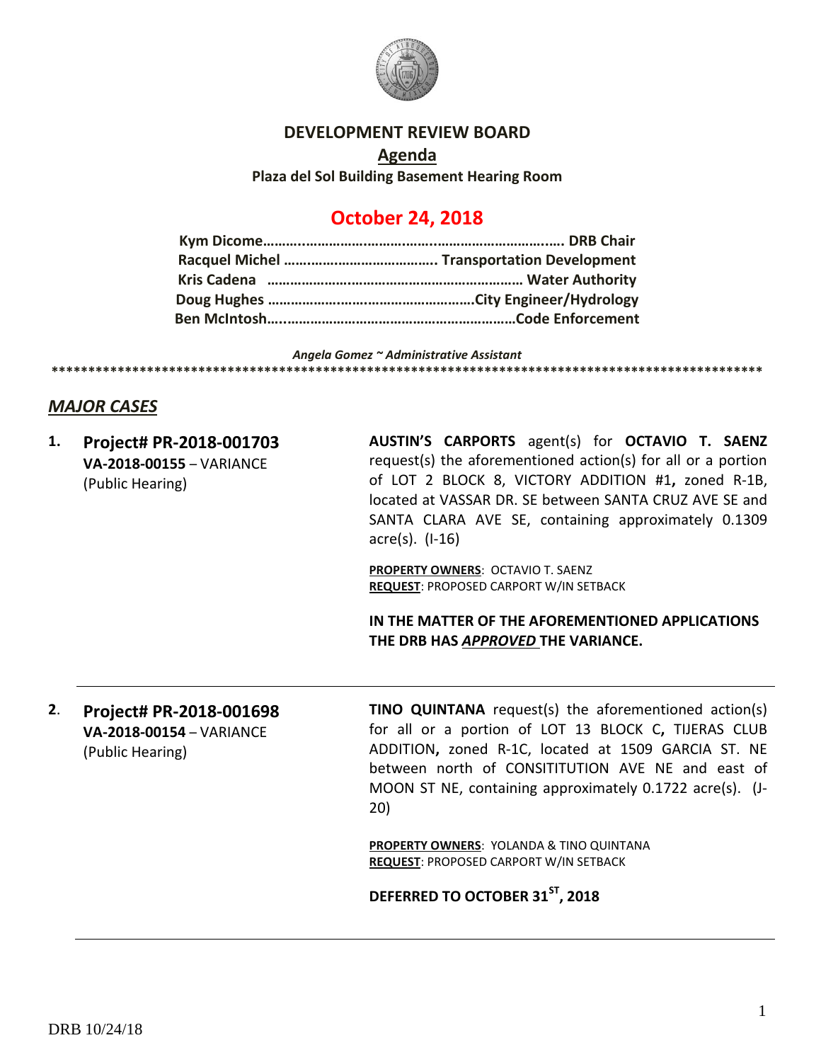# DEVELOPMENT REVIEW BOARD

## Agenda

**Plaza del Sol Building Basement Hearing Room**

## October 24, 2018

**Kym Dicome………………………………………………………………. DRB Chair**
**Racquel Michel ………………………………….. Transportation Development**
**Kris Cadena ………………………………………………………… Water Authority**
**Doug Hughes ……………………………………………City Engineer/Hydrology**
**Ben McIntosh…..……………………………………………………Code Enforcement**

*Angela Gomez ~ Administrative Assistant*

*********************************************************************************************

## *MAJOR CASES*

**1. Project# PR-2018-001703**
**VA-2018-00155** – VARIANCE
(Public Hearing)

**AUSTIN'S CARPORTS** agent(s) for **OCTAVIO T. SAENZ** request(s) the aforementioned action(s) for all or a portion of LOT 2 BLOCK 8, VICTORY ADDITION #1**,** zoned R-1B, located at VASSAR DR. SE between SANTA CRUZ AVE SE and SANTA CLARA AVE SE, containing approximately 0.1309 acre(s). (I-16)

**PROPERTY OWNERS**: OCTAVIO T. SAENZ
**REQUEST**: PROPOSED CARPORT W/IN SETBACK

**IN THE MATTER OF THE AFOREMENTIONED APPLICATIONS THE DRB HAS *APPROVED* THE VARIANCE.**

---

**2. Project# PR-2018-001698**
**VA-2018-00154** – VARIANCE
(Public Hearing)

**TINO QUINTANA** request(s) the aforementioned action(s) for all or a portion of LOT 13 BLOCK C**,** TIJERAS CLUB ADDITION**,** zoned R-1C, located at 1509 GARCIA ST. NE between north of CONSITITUTION AVE NE and east of MOON ST NE, containing approximately 0.1722 acre(s). (J-20)

**PROPERTY OWNERS**: YOLANDA & TINO QUINTANA
**REQUEST**: PROPOSED CARPORT W/IN SETBACK

**DEFERRED TO OCTOBER 31ST, 2018**

---

DRB 10/24/18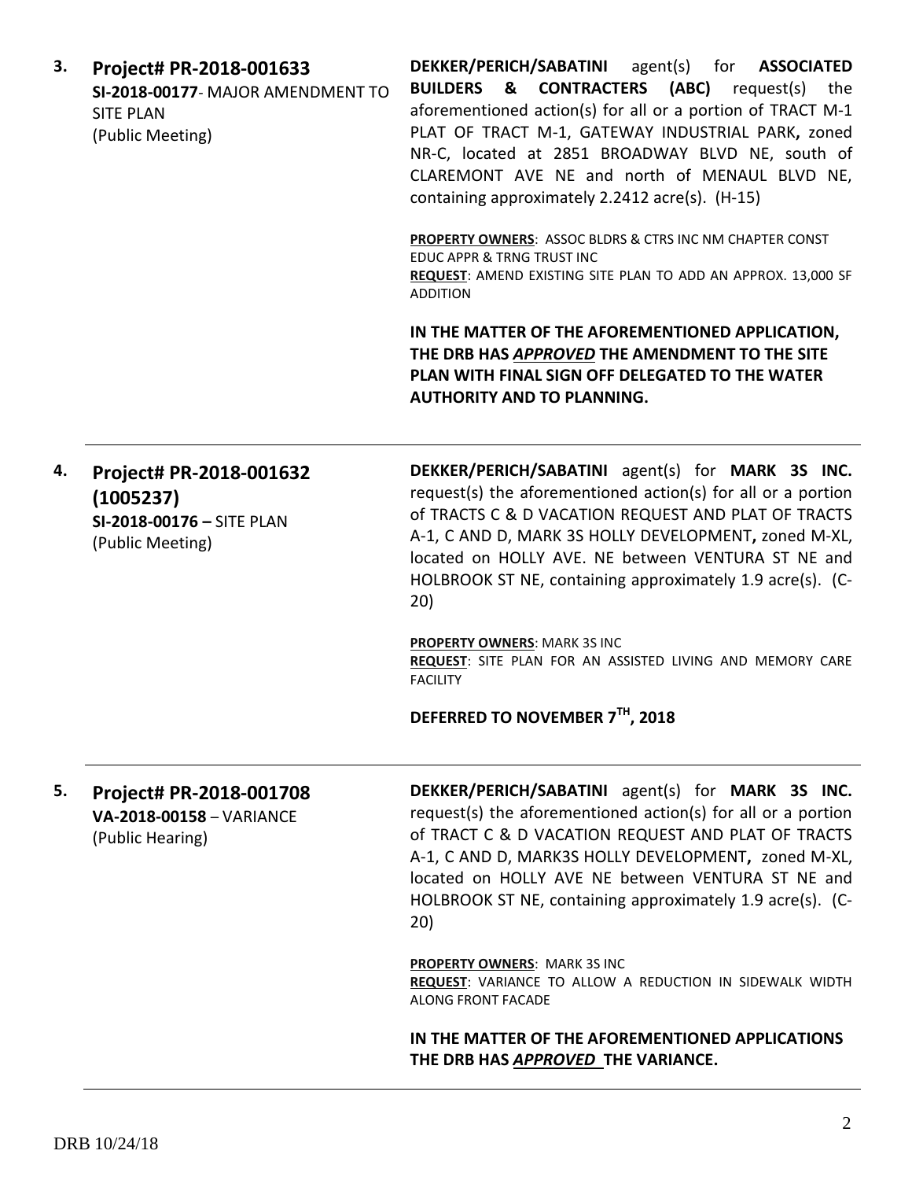**3.** **Project# PR-2018-001633**
**SI-2018-00177**- MAJOR AMENDMENT TO SITE PLAN
(Public Meeting)

**DEKKER/PERICH/SABATINI** agent(s) for **ASSOCIATED BUILDERS & CONTRACTERS (ABC)** request(s) the aforementioned action(s) for all or a portion of TRACT M-1 PLAT OF TRACT M-1, GATEWAY INDUSTRIAL PARK**,** zoned NR-C, located at 2851 BROADWAY BLVD NE, south of CLAREMONT AVE NE and north of MENAUL BLVD NE, containing approximately 2.2412 acre(s). (H-15)

**PROPERTY OWNERS**: ASSOC BLDRS & CTRS INC NM CHAPTER CONST EDUC APPR & TRNG TRUST INC
**REQUEST**: AMEND EXISTING SITE PLAN TO ADD AN APPROX. 13,000 SF ADDITION

**IN THE MATTER OF THE AFOREMENTIONED APPLICATION, THE DRB HAS *APPROVED* THE AMENDMENT TO THE SITE PLAN WITH FINAL SIGN OFF DELEGATED TO THE WATER AUTHORITY AND TO PLANNING.**

---

**4.** **Project# PR-2018-001632 (1005237)**
**SI-2018-00176 –** SITE PLAN
(Public Meeting)

**DEKKER/PERICH/SABATINI** agent(s) for **MARK 3S INC.** request(s) the aforementioned action(s) for all or a portion of TRACTS C & D VACATION REQUEST AND PLAT OF TRACTS A-1, C AND D, MARK 3S HOLLY DEVELOPMENT**,** zoned M-XL, located on HOLLY AVE. NE between VENTURA ST NE and HOLBROOK ST NE, containing approximately 1.9 acre(s). (C-20)

**PROPERTY OWNERS**: MARK 3S INC
**REQUEST**: SITE PLAN FOR AN ASSISTED LIVING AND MEMORY CARE FACILITY

**DEFERRED TO NOVEMBER 7TH, 2018**

---

**5.** **Project# PR-2018-001708**
**VA-2018-00158** – VARIANCE
(Public Hearing)

**DEKKER/PERICH/SABATINI** agent(s) for **MARK 3S INC.** request(s) the aforementioned action(s) for all or a portion of TRACT C & D VACATION REQUEST AND PLAT OF TRACTS A-1, C AND D, MARK3S HOLLY DEVELOPMENT**,** zoned M-XL, located on HOLLY AVE NE between VENTURA ST NE and HOLBROOK ST NE, containing approximately 1.9 acre(s). (C-20)

**PROPERTY OWNERS**: MARK 3S INC
**REQUEST**: VARIANCE TO ALLOW A REDUCTION IN SIDEWALK WIDTH ALONG FRONT FACADE

**IN THE MATTER OF THE AFOREMENTIONED APPLICATIONS THE DRB HAS *APPROVED* THE VARIANCE.**

---

DRB 10/24/18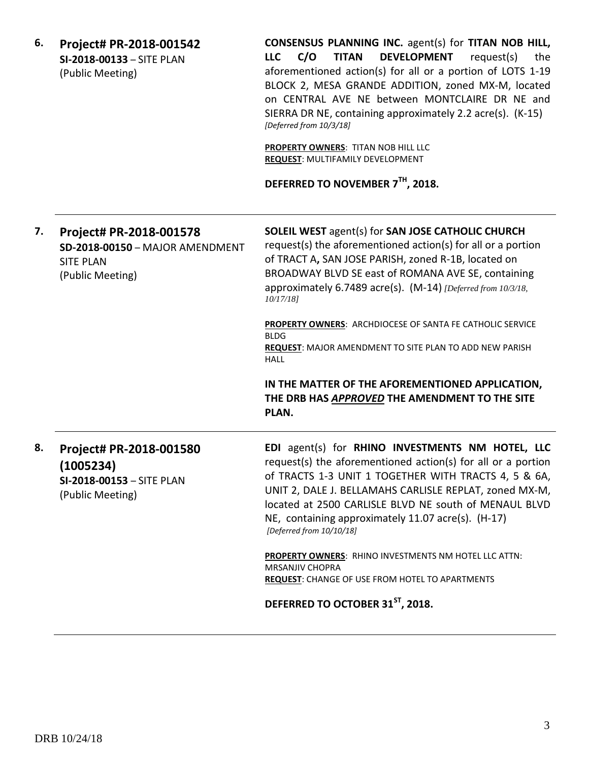**6. Project# PR-2018-001542**
**SI-2018-00133** – SITE PLAN
(Public Meeting)

**CONSENSUS PLANNING INC.** agent(s) for **TITAN NOB HILL, LLC C/O TITAN DEVELOPMENT** request(s) the aforementioned action(s) for all or a portion of LOTS 1-19 BLOCK 2, MESA GRANDE ADDITION, zoned MX-M, located on CENTRAL AVE NE between MONTCLAIRE DR NE and SIERRA DR NE, containing approximately 2.2 acre(s). (K-15) *[Deferred from 10/3/18]*

**PROPERTY OWNERS**: TITAN NOB HILL LLC
**REQUEST**: MULTIFAMILY DEVELOPMENT

**DEFERRED TO NOVEMBER 7TH, 2018.**

---

**7. Project# PR-2018-001578**
**SD-2018-00150** – MAJOR AMENDMENT SITE PLAN
(Public Meeting)

**SOLEIL WEST** agent(s) for **SAN JOSE CATHOLIC CHURCH** request(s) the aforementioned action(s) for all or a portion of TRACT A**,** SAN JOSE PARISH, zoned R-1B, located on BROADWAY BLVD SE east of ROMANA AVE SE, containing approximately 6.7489 acre(s). (M-14) *[Deferred from 10/3/18, 10/17/18]*

**PROPERTY OWNERS**: ARCHDIOCESE OF SANTA FE CATHOLIC SERVICE BLDG
**REQUEST**: MAJOR AMENDMENT TO SITE PLAN TO ADD NEW PARISH HALL

**IN THE MATTER OF THE AFOREMENTIONED APPLICATION, THE DRB HAS *APPROVED* THE AMENDMENT TO THE SITE PLAN.**

---

**8. Project# PR-2018-001580 (1005234)**
**SI-2018-00153** – SITE PLAN
(Public Meeting)

**EDI** agent(s) for **RHINO INVESTMENTS NM HOTEL, LLC** request(s) the aforementioned action(s) for all or a portion of TRACTS 1-3 UNIT 1 TOGETHER WITH TRACTS 4, 5 & 6A, UNIT 2, DALE J. BELLAMAHS CARLISLE REPLAT, zoned MX-M, located at 2500 CARLISLE BLVD NE south of MENAUL BLVD NE, containing approximately 11.07 acre(s). (H-17) *[Deferred from 10/10/18]*

**PROPERTY OWNERS**: RHINO INVESTMENTS NM HOTEL LLC ATTN: MRSANJIV CHOPRA
**REQUEST**: CHANGE OF USE FROM HOTEL TO APARTMENTS

**DEFERRED TO OCTOBER 31ST, 2018.**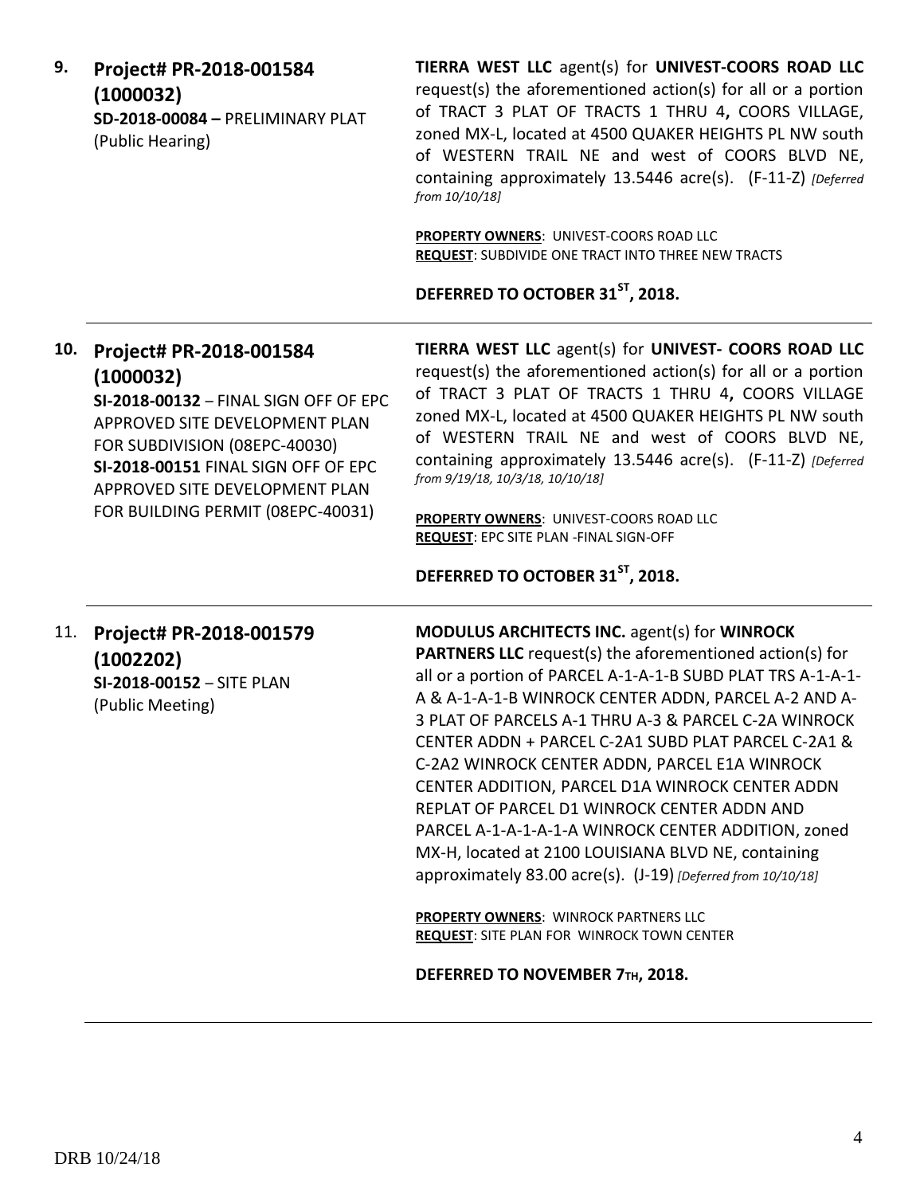**9. Project# PR-2018-001584 (1000032)**
**SD-2018-00084 –** PRELIMINARY PLAT
(Public Hearing)

**TIERRA WEST LLC** agent(s) for **UNIVEST-COORS ROAD LLC** request(s) the aforementioned action(s) for all or a portion of TRACT 3 PLAT OF TRACTS 1 THRU 4**,** COORS VILLAGE, zoned MX-L, located at 4500 QUAKER HEIGHTS PL NW south of WESTERN TRAIL NE and west of COORS BLVD NE, containing approximately 13.5446 acre(s). (F-11-Z) *[Deferred from 10/10/18]*

**PROPERTY OWNERS**: UNIVEST-COORS ROAD LLC
**REQUEST**: SUBDIVIDE ONE TRACT INTO THREE NEW TRACTS

**DEFERRED TO OCTOBER 31ST, 2018.**

---

**10. Project# PR-2018-001584 (1000032)**
**SI-2018-00132** – FINAL SIGN OFF OF EPC APPROVED SITE DEVELOPMENT PLAN FOR SUBDIVISION (08EPC-40030)
**SI-2018-00151** FINAL SIGN OFF OF EPC APPROVED SITE DEVELOPMENT PLAN FOR BUILDING PERMIT (08EPC-40031)

**TIERRA WEST LLC** agent(s) for **UNIVEST- COORS ROAD LLC** request(s) the aforementioned action(s) for all or a portion of TRACT 3 PLAT OF TRACTS 1 THRU 4**,** COORS VILLAGE zoned MX-L, located at 4500 QUAKER HEIGHTS PL NW south of WESTERN TRAIL NE and west of COORS BLVD NE, containing approximately 13.5446 acre(s). (F-11-Z) *[Deferred from 9/19/18, 10/3/18, 10/10/18]*

**PROPERTY OWNERS**: UNIVEST-COORS ROAD LLC
**REQUEST**: EPC SITE PLAN -FINAL SIGN-OFF

**DEFERRED TO OCTOBER 31ST, 2018.**

---

**11. Project# PR-2018-001579 (1002202)**
**SI-2018-00152** – SITE PLAN
(Public Meeting)

**MODULUS ARCHITECTS INC.** agent(s) for **WINROCK PARTNERS LLC** request(s) the aforementioned action(s) for all or a portion of PARCEL A-1-A-1-B SUBD PLAT TRS A-1-A-1-A & A-1-A-1-B WINROCK CENTER ADDN, PARCEL A-2 AND A-3 PLAT OF PARCELS A-1 THRU A-3 & PARCEL C-2A WINROCK CENTER ADDN + PARCEL C-2A1 SUBD PLAT PARCEL C-2A1 & C-2A2 WINROCK CENTER ADDN, PARCEL E1A WINROCK CENTER ADDITION, PARCEL D1A WINROCK CENTER ADDN REPLAT OF PARCEL D1 WINROCK CENTER ADDN AND PARCEL A-1-A-1-A-1-A WINROCK CENTER ADDITION, zoned MX-H, located at 2100 LOUISIANA BLVD NE, containing approximately 83.00 acre(s). (J-19) *[Deferred from 10/10/18]*

**PROPERTY OWNERS**: WINROCK PARTNERS LLC
**REQUEST**: SITE PLAN FOR WINROCK TOWN CENTER

**DEFERRED TO NOVEMBER 7TH, 2018.**

---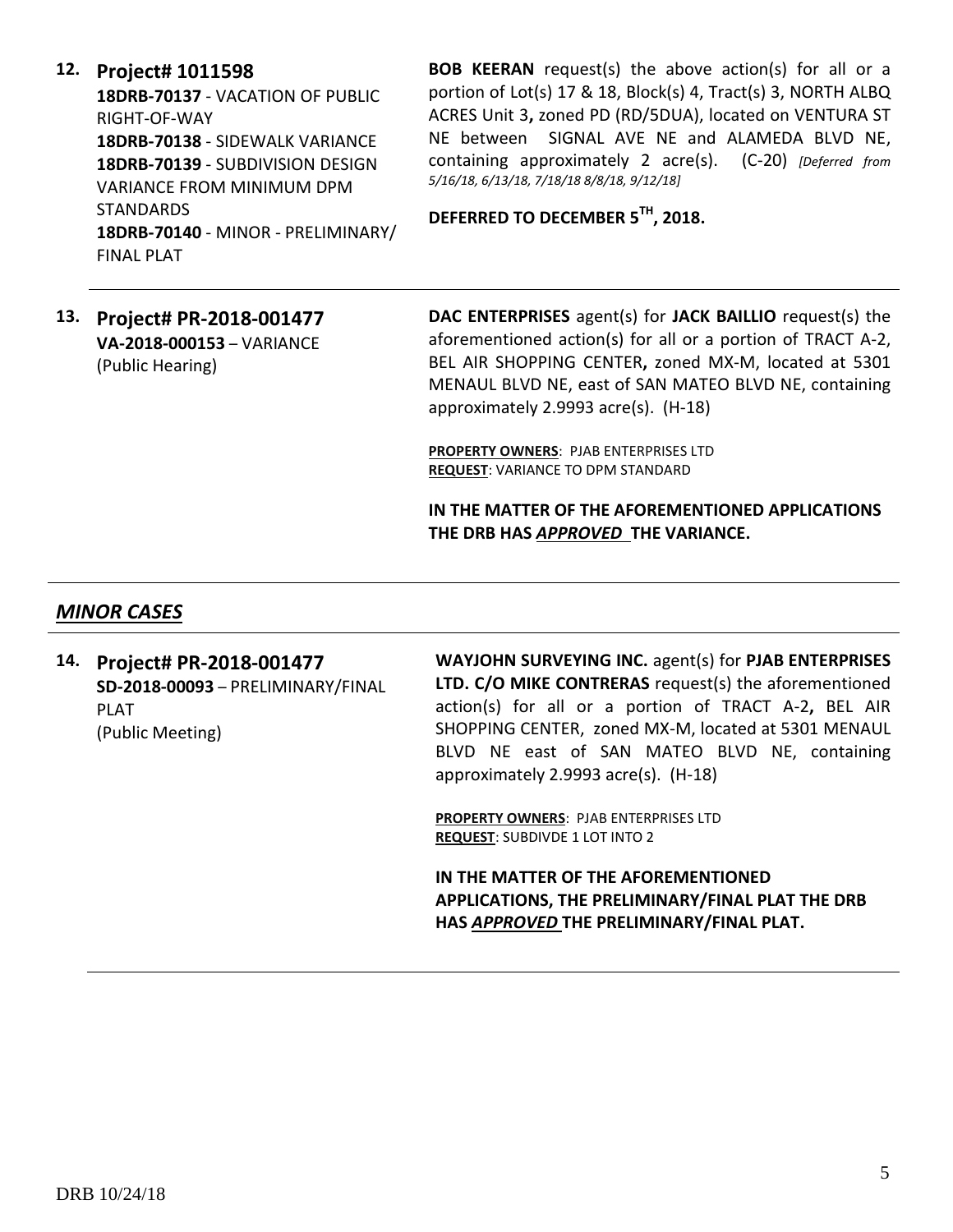**12. Project# 1011598**
**18DRB-70137** - VACATION OF PUBLIC RIGHT-OF-WAY
**18DRB-70138** - SIDEWALK VARIANCE
**18DRB-70139** - SUBDIVISION DESIGN VARIANCE FROM MINIMUM DPM STANDARDS
**18DRB-70140** - MINOR - PRELIMINARY/ FINAL PLAT

**BOB KEERAN** request(s) the above action(s) for all or a portion of Lot(s) 17 & 18, Block(s) 4, Tract(s) 3, NORTH ALBQ ACRES Unit 3**,** zoned PD (RD/5DUA), located on VENTURA ST NE between SIGNAL AVE NE and ALAMEDA BLVD NE, containing approximately 2 acre(s). (C-20) *[Deferred from 5/16/18, 6/13/18, 7/18/18 8/8/18, 9/12/18]*

**DEFERRED TO DECEMBER 5TH, 2018.**

---

**13. Project# PR-2018-001477**
**VA-2018-000153** – VARIANCE
(Public Hearing)

**DAC ENTERPRISES** agent(s) for **JACK BAILLIO** request(s) the aforementioned action(s) for all or a portion of TRACT A-2, BEL AIR SHOPPING CENTER**,** zoned MX-M, located at 5301 MENAUL BLVD NE, east of SAN MATEO BLVD NE, containing approximately 2.9993 acre(s). (H-18)

**PROPERTY OWNERS**: PJAB ENTERPRISES LTD
**REQUEST**: VARIANCE TO DPM STANDARD

**IN THE MATTER OF THE AFOREMENTIONED APPLICATIONS THE DRB HAS *APPROVED* THE VARIANCE.**

---

## *MINOR CASES*

**14. Project# PR-2018-001477**
**SD-2018-00093** – PRELIMINARY/FINAL PLAT
(Public Meeting)

**WAYJOHN SURVEYING INC.** agent(s) for **PJAB ENTERPRISES LTD. C/O MIKE CONTRERAS** request(s) the aforementioned action(s) for all or a portion of TRACT A-2**,** BEL AIR SHOPPING CENTER, zoned MX-M, located at 5301 MENAUL BLVD NE east of SAN MATEO BLVD NE, containing approximately 2.9993 acre(s). (H-18)

**PROPERTY OWNERS**: PJAB ENTERPRISES LTD
**REQUEST**: SUBDIVDE 1 LOT INTO 2

**IN THE MATTER OF THE AFOREMENTIONED APPLICATIONS, THE PRELIMINARY/FINAL PLAT THE DRB HAS *APPROVED* THE PRELIMINARY/FINAL PLAT.**

---

DRB 10/24/18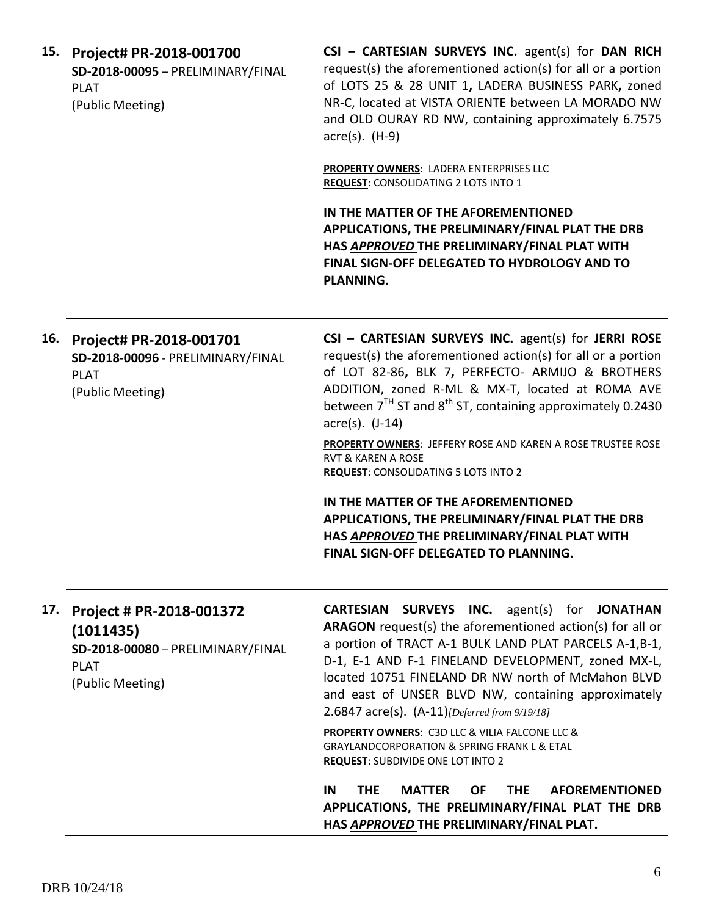**15. Project# PR-2018-001700**
**SD-2018-00095** – PRELIMINARY/FINAL PLAT
(Public Meeting)

**CSI – CARTESIAN SURVEYS INC.** agent(s) for **DAN RICH** request(s) the aforementioned action(s) for all or a portion of LOTS 25 & 28 UNIT 1**,** LADERA BUSINESS PARK**,** zoned NR-C, located at VISTA ORIENTE between LA MORADO NW and OLD OURAY RD NW, containing approximately 6.7575 acre(s). (H-9)

**PROPERTY OWNERS**: LADERA ENTERPRISES LLC
**REQUEST**: CONSOLIDATING 2 LOTS INTO 1

**IN THE MATTER OF THE AFOREMENTIONED APPLICATIONS, THE PRELIMINARY/FINAL PLAT THE DRB HAS *APPROVED* THE PRELIMINARY/FINAL PLAT WITH FINAL SIGN-OFF DELEGATED TO HYDROLOGY AND TO PLANNING.**

---

**16. Project# PR-2018-001701**
**SD-2018-00096** - PRELIMINARY/FINAL PLAT
(Public Meeting)

**CSI – CARTESIAN SURVEYS INC.** agent(s) for **JERRI ROSE** request(s) the aforementioned action(s) for all or a portion of LOT 82-86**,** BLK 7**,** PERFECTO- ARMIJO & BROTHERS ADDITION, zoned R-ML & MX-T, located at ROMA AVE between 7TH ST and 8th ST, containing approximately 0.2430 acre(s). (J-14)

**PROPERTY OWNERS**: JEFFERY ROSE AND KAREN A ROSE TRUSTEE ROSE RVT & KAREN A ROSE
**REQUEST**: CONSOLIDATING 5 LOTS INTO 2

**IN THE MATTER OF THE AFOREMENTIONED APPLICATIONS, THE PRELIMINARY/FINAL PLAT THE DRB HAS *APPROVED* THE PRELIMINARY/FINAL PLAT WITH FINAL SIGN-OFF DELEGATED TO PLANNING.**

---

**17. Project # PR-2018-001372 (1011435)**
**SD-2018-00080** – PRELIMINARY/FINAL PLAT
(Public Meeting)

**CARTESIAN SURVEYS INC.** agent(s) for **JONATHAN ARAGON** request(s) the aforementioned action(s) for all or a portion of TRACT A-1 BULK LAND PLAT PARCELS A-1,B-1, D-1, E-1 AND F-1 FINELAND DEVELOPMENT, zoned MX-L, located 10751 FINELAND DR NW north of McMahon BLVD and east of UNSER BLVD NW, containing approximately 2.6847 acre(s). (A-11)*[Deferred from 9/19/18]*

**PROPERTY OWNERS**: C3D LLC & VILIA FALCONE LLC & GRAYLANDCORPORATION & SPRING FRANK L & ETAL
**REQUEST**: SUBDIVIDE ONE LOT INTO 2

**IN THE MATTER OF THE AFOREMENTIONED APPLICATIONS, THE PRELIMINARY/FINAL PLAT THE DRB HAS *APPROVED* THE PRELIMINARY/FINAL PLAT.**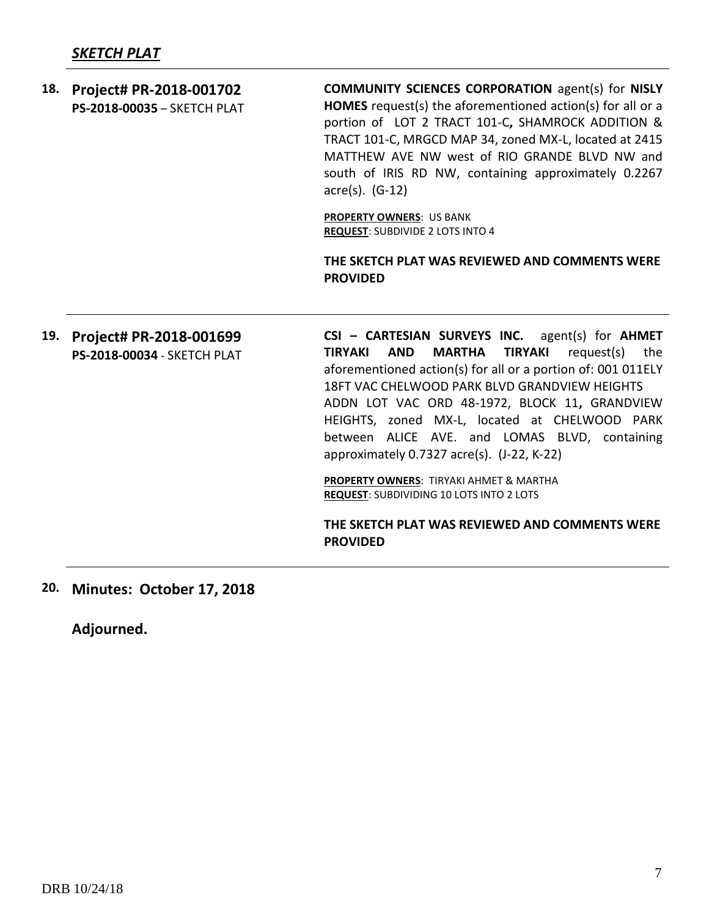## *SKETCH PLAT*

---

**18. Project# PR-2018-001702**
**PS-2018-00035** – SKETCH PLAT

**COMMUNITY SCIENCES CORPORATION** agent(s) for **NISLY HOMES** request(s) the aforementioned action(s) for all or a portion of LOT 2 TRACT 101-C**,** SHAMROCK ADDITION & TRACT 101-C, MRGCD MAP 34, zoned MX-L, located at 2415 MATTHEW AVE NW west of RIO GRANDE BLVD NW and south of IRIS RD NW, containing approximately 0.2267 acre(s). (G-12)

**PROPERTY OWNERS**: US BANK
**REQUEST**: SUBDIVIDE 2 LOTS INTO 4

**THE SKETCH PLAT WAS REVIEWED AND COMMENTS WERE PROVIDED**

---

**19. Project# PR-2018-001699**
**PS-2018-00034** - SKETCH PLAT

**CSI – CARTESIAN SURVEYS INC.** agent(s) for **AHMET TIRYAKI AND MARTHA TIRYAKI** request(s) the aforementioned action(s) for all or a portion of: 001 011ELY 18FT VAC CHELWOOD PARK BLVD GRANDVIEW HEIGHTS ADDN LOT VAC ORD 48-1972, BLOCK 11**,** GRANDVIEW HEIGHTS, zoned MX-L, located at CHELWOOD PARK between ALICE AVE. and LOMAS BLVD, containing approximately 0.7327 acre(s). (J-22, K-22)

**PROPERTY OWNERS**: TIRYAKI AHMET & MARTHA
**REQUEST**: SUBDIVIDING 10 LOTS INTO 2 LOTS

**THE SKETCH PLAT WAS REVIEWED AND COMMENTS WERE PROVIDED**

---

**20. Minutes: October 17, 2018**

**Adjourned.**